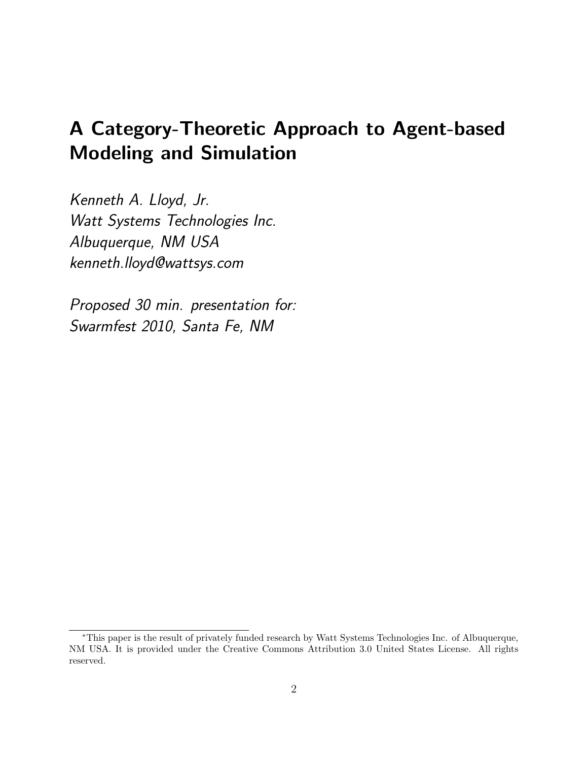# A Category-Theoretic Approach to Agent-based Modeling and Simulation

*Kenneth A. Lloyd, Jr.*
*Watt Systems Technologies Inc.*
*Albuquerque, NM USA*
*kenneth.lloyd@wattsys.com*

*Proposed 30 min. presentation for:*
*Swarmfest 2010, Santa Fe, NM*

*This paper is the result of privately funded research by Watt Systems Technologies Inc. of Albuquerque, NM USA. It is provided under the Creative Commons Attribution 3.0 United States License. All rights reserved.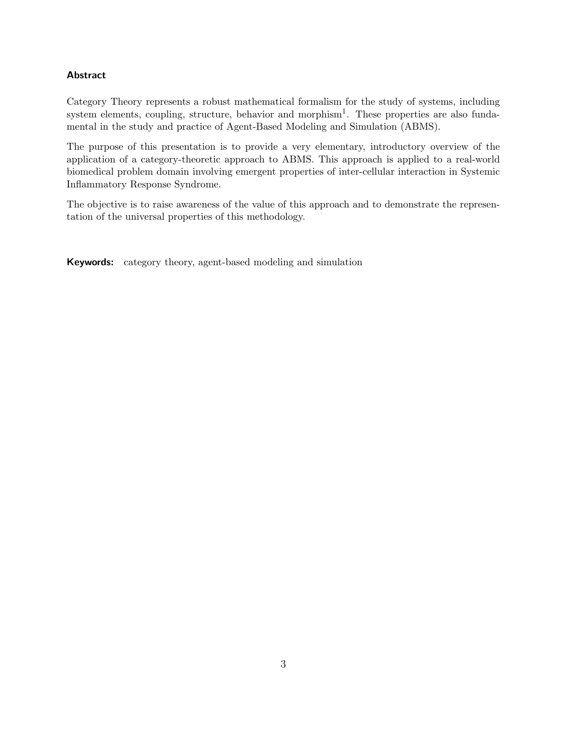### Abstract

Category Theory represents a robust mathematical formalism for the study of systems, including system elements, coupling, structure, behavior and morphism[1]. These properties are also fundamental in the study and practice of Agent-Based Modeling and Simulation (ABMS).

The purpose of this presentation is to provide a very elementary, introductory overview of the application of a category-theoretic approach to ABMS. This approach is applied to a real-world biomedical problem domain involving emergent properties of inter-cellular interaction in Systemic Inflammatory Response Syndrome.

The objective is to raise awareness of the value of this approach and to demonstrate the representation of the universal properties of this methodology.

**Keywords:** category theory, agent-based modeling and simulation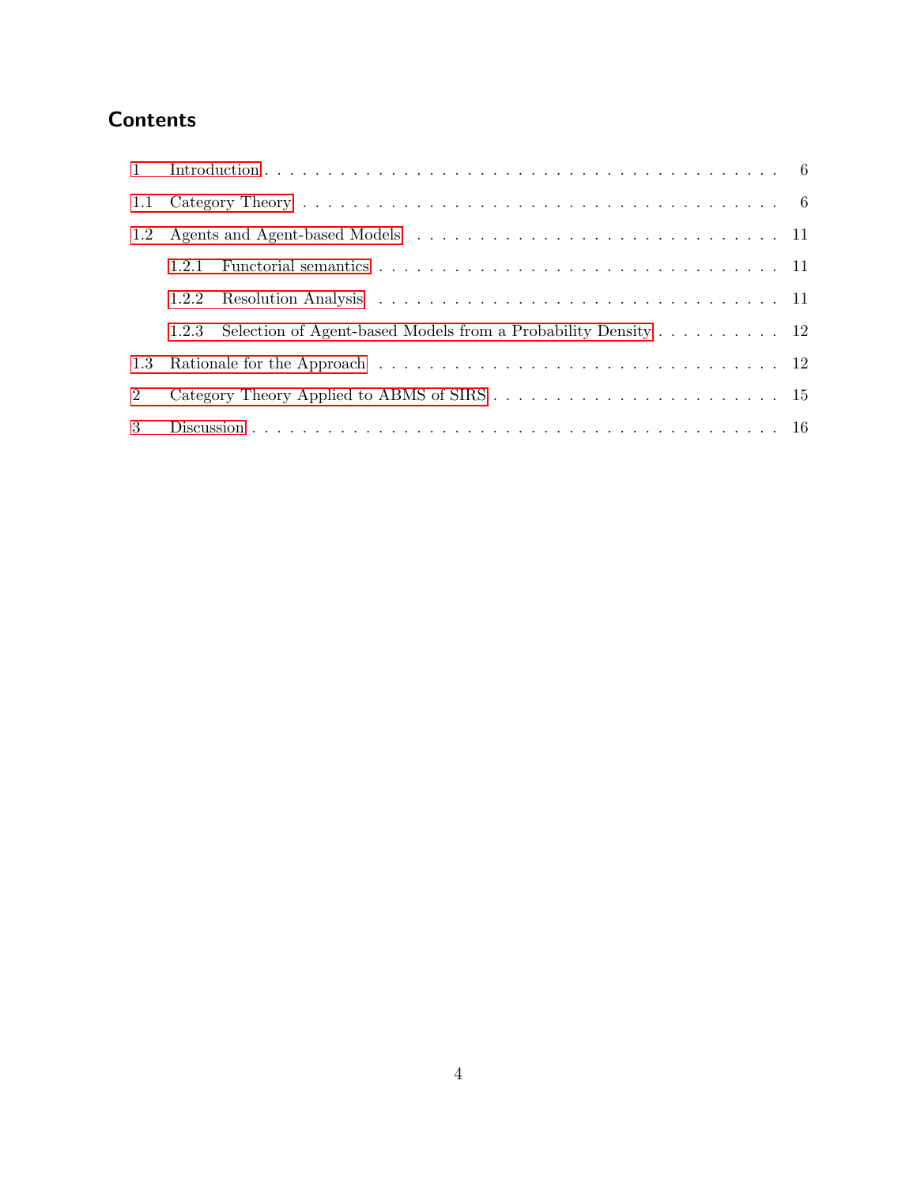## Contents

1 Introduction . . . . . . . . . . . . . . . . . . . . . . . . . . . . . . . . . . . . . 6

1.1 Category Theory . . . . . . . . . . . . . . . . . . . . . . . . . . . . . . . . . . 6

1.2 Agents and Agent-based Models . . . . . . . . . . . . . . . . . . . . . . . . . 11

- 1.2.1 Functorial semantics . . . . . . . . . . . . . . . . . . . . . . . . . . . . 11
- 1.2.2 Resolution Analysis . . . . . . . . . . . . . . . . . . . . . . . . . . . . 11
- 1.2.3 Selection of Agent-based Models from a Probability Density . . . . . . . . . . . 12

1.3 Rationale for the Approach . . . . . . . . . . . . . . . . . . . . . . . . . . . 12

2 Category Theory Applied to ABMS of SIRS . . . . . . . . . . . . . . . . . . . . 15

3 Discussion . . . . . . . . . . . . . . . . . . . . . . . . . . . . . . . . . . . . . 16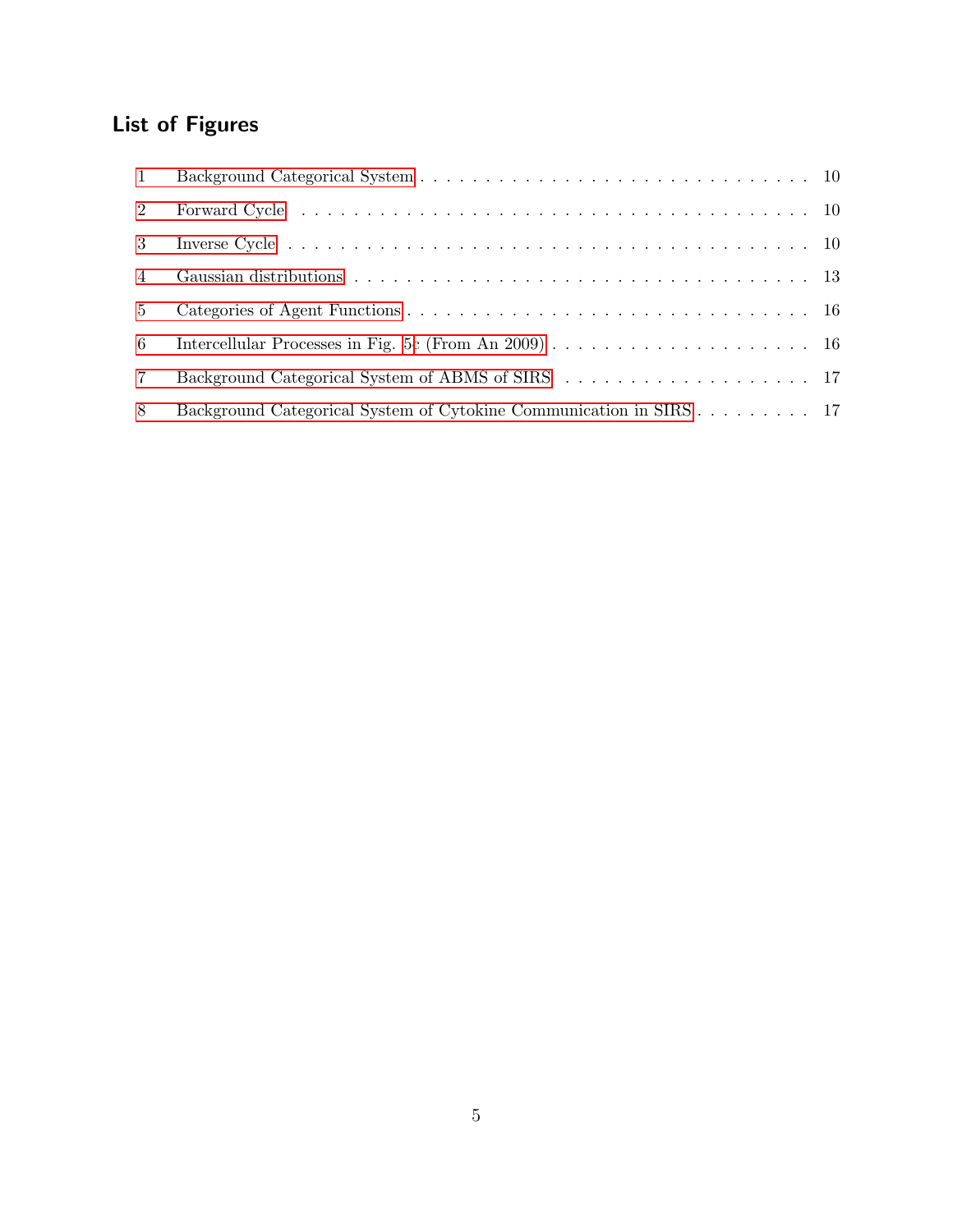## List of Figures

1 Background Categorical System . . . . . . . . . . . . . . . . . . . . . . . . . . . . . . . . 10
2 Forward Cycle . . . . . . . . . . . . . . . . . . . . . . . . . . . . . . . . . . . . . . . 10
3 Inverse Cycle . . . . . . . . . . . . . . . . . . . . . . . . . . . . . . . . . . . . . . . 10
4 Gaussian distributions . . . . . . . . . . . . . . . . . . . . . . . . . . . . . . . . . . 13
5 Categories of Agent Functions . . . . . . . . . . . . . . . . . . . . . . . . . . . . . . 16
6 Intercellular Processes in Fig. 5c (From An 2009) . . . . . . . . . . . . . . . . . . . . 16
7 Background Categorical System of ABMS of SIRS . . . . . . . . . . . . . . . . . . . . 17
8 Background Categorical System of Cytokine Communication in SIRS . . . . . . . . . . 17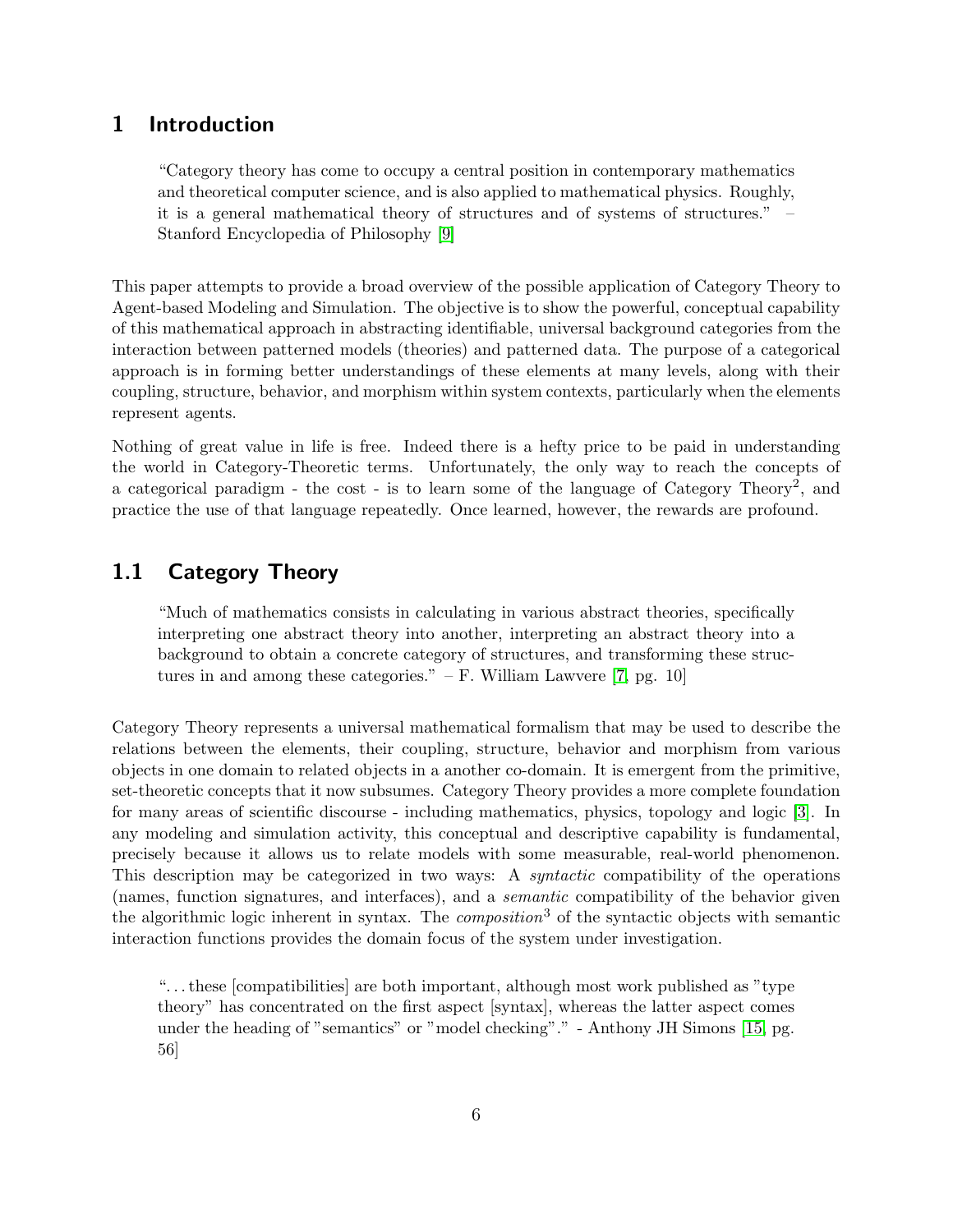# 1 Introduction

> "Category theory has come to occupy a central position in contemporary mathematics and theoretical computer science, and is also applied to mathematical physics. Roughly, it is a general mathematical theory of structures and of systems of structures." – Stanford Encyclopedia of Philosophy [9]

This paper attempts to provide a broad overview of the possible application of Category Theory to Agent-based Modeling and Simulation. The objective is to show the powerful, conceptual capability of this mathematical approach in abstracting identifiable, universal background categories from the interaction between patterned models (theories) and patterned data. The purpose of a categorical approach is in forming better understandings of these elements at many levels, along with their coupling, structure, behavior, and morphism within system contexts, particularly when the elements represent agents.

Nothing of great value in life is free. Indeed there is a hefty price to be paid in understanding the world in Category-Theoretic terms. Unfortunately, the only way to reach the concepts of a categorical paradigm - the cost - is to learn some of the language of Category Theory[2], and practice the use of that language repeatedly. Once learned, however, the rewards are profound.

## 1.1 Category Theory

> "Much of mathematics consists in calculating in various abstract theories, specifically interpreting one abstract theory into another, interpreting an abstract theory into a background to obtain a concrete category of structures, and transforming these structures in and among these categories." – F. William Lawvere [7, pg. 10]

Category Theory represents a universal mathematical formalism that may be used to describe the relations between the elements, their coupling, structure, behavior and morphism from various objects in one domain to related objects in a another co-domain. It is emergent from the primitive, set-theoretic concepts that it now subsumes. Category Theory provides a more complete foundation for many areas of scientific discourse - including mathematics, physics, topology and logic [3]. In any modeling and simulation activity, this conceptual and descriptive capability is fundamental, precisely because it allows us to relate models with some measurable, real-world phenomenon. This description may be categorized in two ways: A *syntactic* compatibility of the operations (names, function signatures, and interfaces), and a *semantic* compatibility of the behavior given the algorithmic logic inherent in syntax. The *composition*[3] of the syntactic objects with semantic interaction functions provides the domain focus of the system under investigation.

> "...these [compatibilities] are both important, although most work published as "type theory" has concentrated on the first aspect [syntax], whereas the latter aspect comes under the heading of "semantics" or "model checking"." - Anthony JH Simons [15, pg. 56]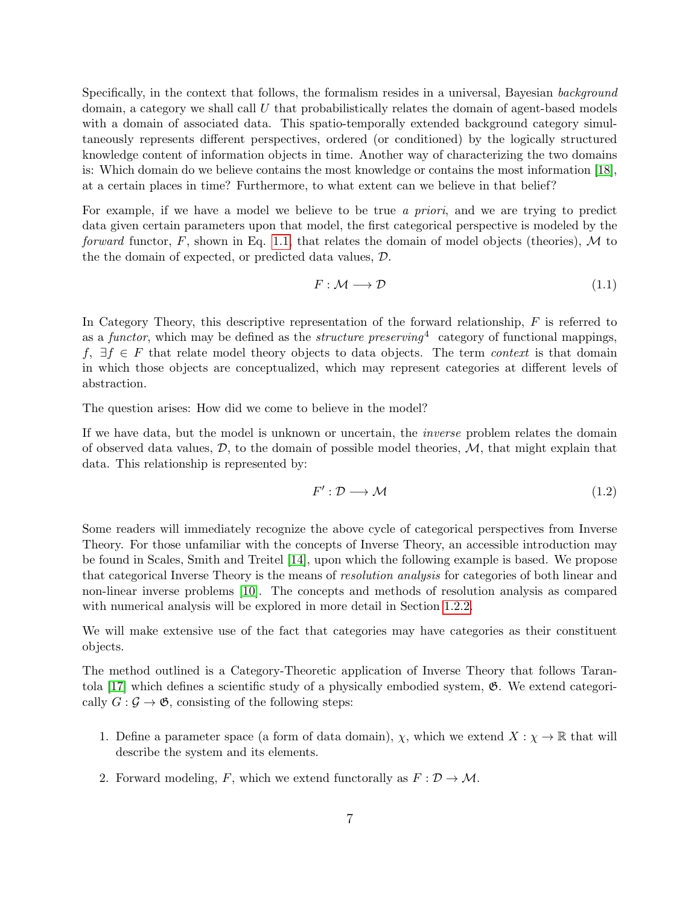Specifically, in the context that follows, the formalism resides in a universal, Bayesian *background* domain, a category we shall call $U$ that probabilistically relates the domain of agent-based models with a domain of associated data. This spatio-temporally extended background category simultaneously represents different perspectives, ordered (or conditioned) by the logically structured knowledge content of information objects in time. Another way of characterizing the two domains is: Which domain do we believe contains the most knowledge or contains the most information [18], at a certain places in time? Furthermore, to what extent can we believe in that belief?

For example, if we have a model we believe to be true *a priori*, and we are trying to predict data given certain parameters upon that model, the first categorical perspective is modeled by the *forward* functor, $F$, shown in Eq. 1.1, that relates the domain of model objects (theories), $\mathcal{M}$ to the the domain of expected, or predicted data values, $\mathcal{D}$.

$$F : \mathcal{M} \longrightarrow \mathcal{D} \tag{1.1}$$

In Category Theory, this descriptive representation of the forward relationship, $F$ is referred to as a *functor*, which may be defined as the *structure preserving*[4] category of functional mappings, $f$, $\exists f \in F$ that relate model theory objects to data objects. The term *context* is that domain in which those objects are conceptualized, which may represent categories at different levels of abstraction.

The question arises: How did we come to believe in the model?

If we have data, but the model is unknown or uncertain, the *inverse* problem relates the domain of observed data values, $\mathcal{D}$, to the domain of possible model theories, $\mathcal{M}$, that might explain that data. This relationship is represented by:

$$F' : \mathcal{D} \longrightarrow \mathcal{M} \tag{1.2}$$

Some readers will immediately recognize the above cycle of categorical perspectives from Inverse Theory. For those unfamiliar with the concepts of Inverse Theory, an accessible introduction may be found in Scales, Smith and Treitel [14], upon which the following example is based. We propose that categorical Inverse Theory is the means of *resolution analysis* for categories of both linear and non-linear inverse problems [10]. The concepts and methods of resolution analysis as compared with numerical analysis will be explored in more detail in Section 1.2.2.

We will make extensive use of the fact that categories may have categories as their constituent objects.

The method outlined is a Category-Theoretic application of Inverse Theory that follows Tarantola [17] which defines a scientific study of a physically embodied system, $\mathfrak{G}$. We extend categorically $G : \mathcal{G} \rightarrow \mathfrak{G}$, consisting of the following steps:

1. Define a parameter space (a form of data domain), $\chi$, which we extend $X : \chi \rightarrow \mathbb{R}$ that will describe the system and its elements.
2. Forward modeling, $F$, which we extend functorally as $F : \mathcal{D} \rightarrow \mathcal{M}$.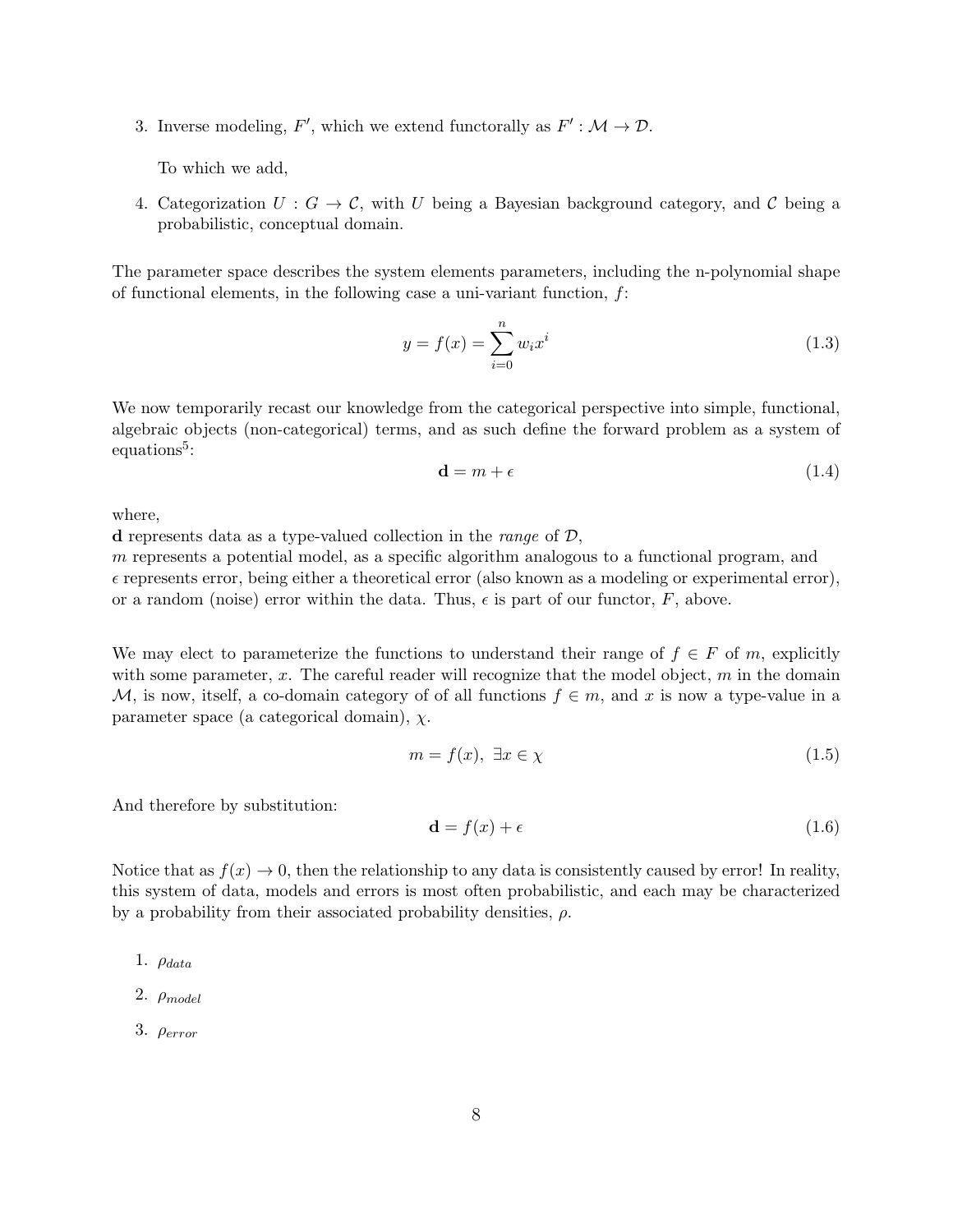3. Inverse modeling, $F'$, which we extend functorally as $F' : \mathcal{M} \to \mathcal{D}$.

   To which we add,

4. Categorization $U : G \to \mathcal{C}$, with $U$ being a Bayesian background category, and $\mathcal{C}$ being a probabilistic, conceptual domain.

The parameter space describes the system elements parameters, including the n-polynomial shape of functional elements, in the following case a uni-variant function, $f$:

$$y = f(x) = \sum_{i=0}^{n} w_i x^i \tag{1.3}$$

We now temporarily recast our knowledge from the categorical perspective into simple, functional, algebraic objects (non-categorical) terms, and as such define the forward problem as a system of equations[5]:

$$\mathbf{d} = m + \epsilon \tag{1.4}$$

where,
$\mathbf{d}$ represents data as a type-valued collection in the *range* of $\mathcal{D}$,
$m$ represents a potential model, as a specific algorithm analogous to a functional program, and
$\epsilon$ represents error, being either a theoretical error (also known as a modeling or experimental error), or a random (noise) error within the data. Thus, $\epsilon$ is part of our functor, $F$, above.

We may elect to parameterize the functions to understand their range of $f \in F$ of $m$, explicitly with some parameter, $x$. The careful reader will recognize that the model object, $m$ in the domain $\mathcal{M}$, is now, itself, a co-domain category of of all functions $f \in m$, and $x$ is now a type-value in a parameter space (a categorical domain), $\chi$.

$$m = f(x), \; \exists x \in \chi \tag{1.5}$$

And therefore by substitution:

$$\mathbf{d} = f(x) + \epsilon \tag{1.6}$$

Notice that as $f(x) \to 0$, then the relationship to any data is consistently caused by error! In reality, this system of data, models and errors is most often probabilistic, and each may be characterized by a probability from their associated probability densities, $\rho$.

1. $\rho_{data}$
2. $\rho_{model}$
3. $\rho_{error}$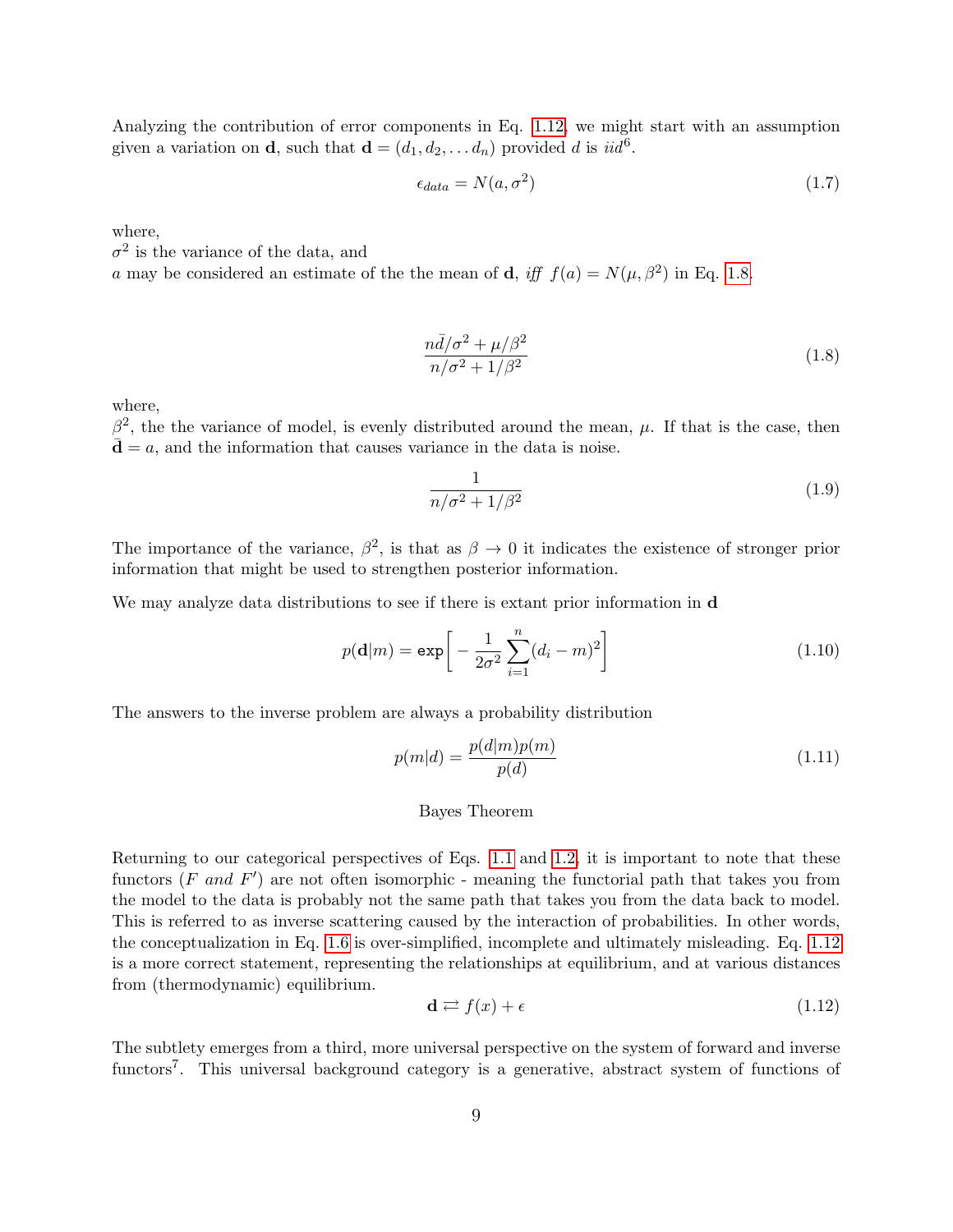Analyzing the contribution of error components in Eq. 1.12, we might start with an assumption given a variation on $\mathbf{d}$, such that $\mathbf{d} = (d_1, d_2, \ldots d_n)$ provided $d$ is *iid*[6].

$$\epsilon_{data} = N(a, \sigma^2) \tag{1.7}$$

where,
$\sigma^2$ is the variance of the data, and
$a$ may be considered an estimate of the the mean of $\mathbf{d}$, *iff* $f(a) = N(\mu, \beta^2)$ in Eq. 1.8.

$$\frac{n\bar{d}/\sigma^2 + \mu/\beta^2}{n/\sigma^2 + 1/\beta^2} \tag{1.8}$$

where,
$\beta^2$, the the variance of model, is evenly distributed around the mean, $\mu$. If that is the case, then $\bar{\mathbf{d}} = a$, and the information that causes variance in the data is noise.

$$\frac{1}{n/\sigma^2 + 1/\beta^2} \tag{1.9}$$

The importance of the variance, $\beta^2$, is that as $\beta \to 0$ it indicates the existence of stronger prior information that might be used to strengthen posterior information.

We may analyze data distributions to see if there is extant prior information in $\mathbf{d}$

$$p(\mathbf{d}|m) = \texttt{exp}\left[-\frac{1}{2\sigma^2}\sum_{i=1}^{n}(d_i - m)^2\right] \tag{1.10}$$

The answers to the inverse problem are always a probability distribution

$$p(m|d) = \frac{p(d|m)p(m)}{p(d)} \tag{1.11}$$

Bayes Theorem

Returning to our categorical perspectives of Eqs. 1.1 and 1.2, it is important to note that these functors ($F$ *and* $F'$) are not often isomorphic - meaning the functorial path that takes you from the model to the data is probably not the same path that takes you from the data back to model. This is referred to as inverse scattering caused by the interaction of probabilities. In other words, the conceptualization in Eq. 1.6 is over-simplified, incomplete and ultimately misleading. Eq. 1.12 is a more correct statement, representing the relationships at equilibrium, and at various distances from (thermodynamic) equilibrium.

$$\mathbf{d} \rightleftarrows f(x) + \epsilon \tag{1.12}$$

The subtlety emerges from a third, more universal perspective on the system of forward and inverse functors[7]. This universal background category is a generative, abstract system of functions of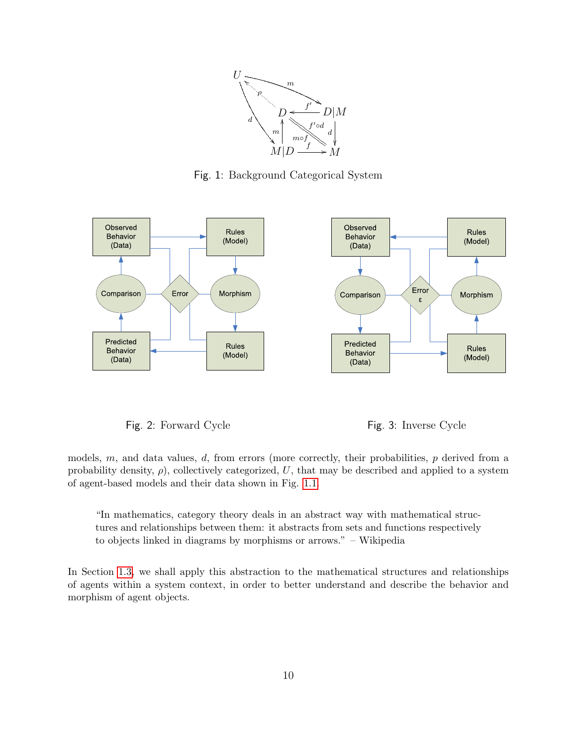Fig. 1: Background Categorical System

Fig. 2: Forward Cycle

Fig. 3: Inverse Cycle

models, $m$, and data values, $d$, from errors (more correctly, their probabilities, $p$ derived from a probability density, $\rho$), collectively categorized, $U$, that may be described and applied to a system of agent-based models and their data shown in Fig. 1.1.

> "In mathematics, category theory deals in an abstract way with mathematical structures and relationships between them: it abstracts from sets and functions respectively to objects linked in diagrams by morphisms or arrows." – Wikipedia

In Section 1.3, we shall apply this abstraction to the mathematical structures and relationships of agents within a system context, in order to better understand and describe the behavior and morphism of agent objects.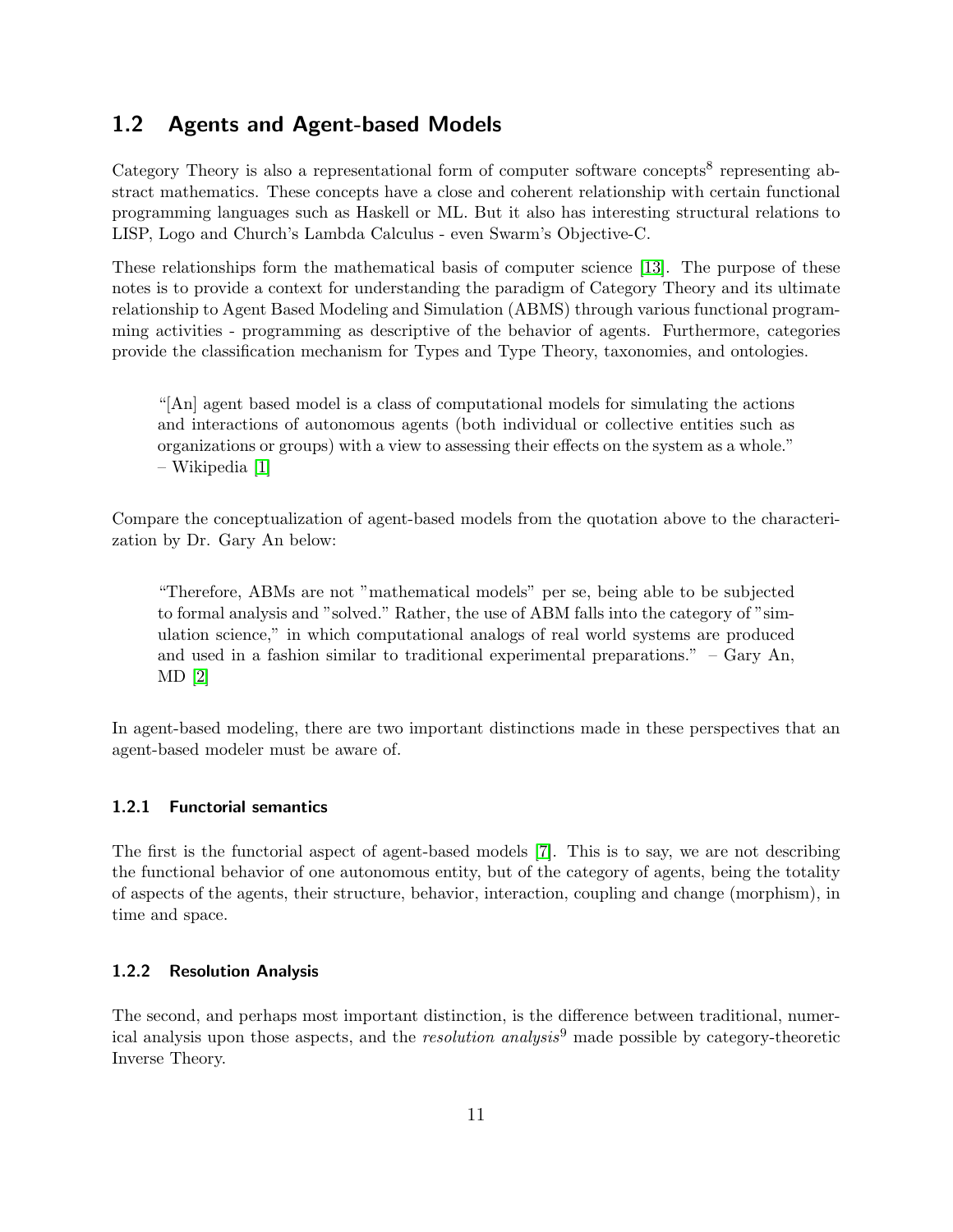## 1.2 Agents and Agent-based Models

Category Theory is also a representational form of computer software concepts[8] representing abstract mathematics. These concepts have a close and coherent relationship with certain functional programming languages such as Haskell or ML. But it also has interesting structural relations to LISP, Logo and Church's Lambda Calculus - even Swarm's Objective-C.

These relationships form the mathematical basis of computer science [13]. The purpose of these notes is to provide a context for understanding the paradigm of Category Theory and its ultimate relationship to Agent Based Modeling and Simulation (ABMS) through various functional programming activities - programming as descriptive of the behavior of agents. Furthermore, categories provide the classification mechanism for Types and Type Theory, taxonomies, and ontologies.

> "[An] agent based model is a class of computational models for simulating the actions and interactions of autonomous agents (both individual or collective entities such as organizations or groups) with a view to assessing their effects on the system as a whole." – Wikipedia [1]

Compare the conceptualization of agent-based models from the quotation above to the characterization by Dr. Gary An below:

> "Therefore, ABMs are not "mathematical models" per se, being able to be subjected to formal analysis and "solved." Rather, the use of ABM falls into the category of "simulation science," in which computational analogs of real world systems are produced and used in a fashion similar to traditional experimental preparations." – Gary An, MD [2]

In agent-based modeling, there are two important distinctions made in these perspectives that an agent-based modeler must be aware of.

### 1.2.1 Functorial semantics

The first is the functorial aspect of agent-based models [7]. This is to say, we are not describing the functional behavior of one autonomous entity, but of the category of agents, being the totality of aspects of the agents, their structure, behavior, interaction, coupling and change (morphism), in time and space.

### 1.2.2 Resolution Analysis

The second, and perhaps most important distinction, is the difference between traditional, numerical analysis upon those aspects, and the *resolution analysis*[9] made possible by category-theoretic Inverse Theory.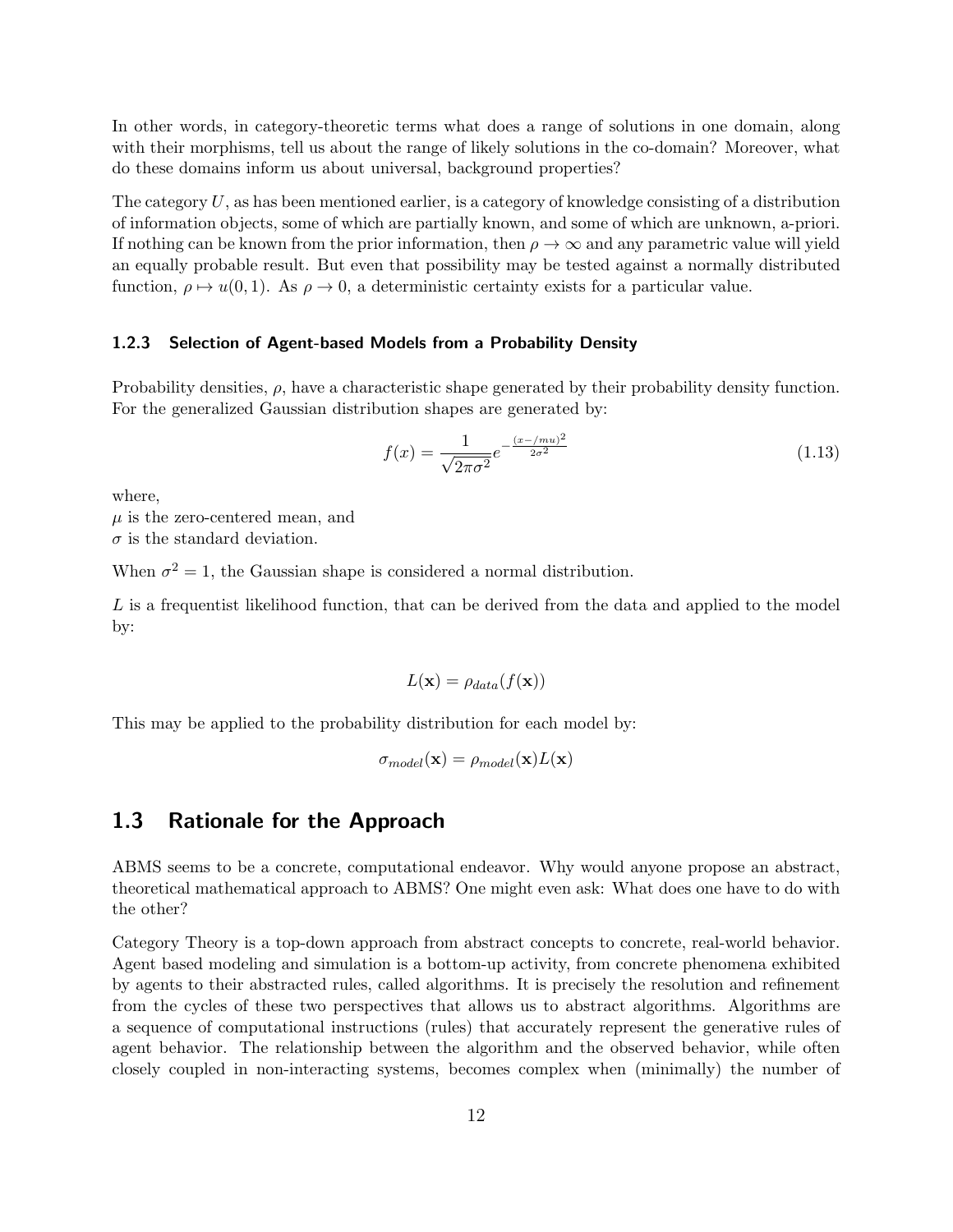In other words, in category-theoretic terms what does a range of solutions in one domain, along with their morphisms, tell us about the range of likely solutions in the co-domain? Moreover, what do these domains inform us about universal, background properties?

The category $U$, as has been mentioned earlier, is a category of knowledge consisting of a distribution of information objects, some of which are partially known, and some of which are unknown, a-priori. If nothing can be known from the prior information, then $\rho \to \infty$ and any parametric value will yield an equally probable result. But even that possibility may be tested against a normally distributed function, $\rho \mapsto u(0,1)$. As $\rho \to 0$, a deterministic certainty exists for a particular value.

### 1.2.3 Selection of Agent-based Models from a Probability Density

Probability densities, $\rho$, have a characteristic shape generated by their probability density function. For the generalized Gaussian distribution shapes are generated by:

$$f(x) = \frac{1}{\sqrt{2\pi\sigma^2}} e^{-\frac{(x-/mu)^2}{2\sigma^2}} \tag{1.13}$$

where,
$\mu$ is the zero-centered mean, and
$\sigma$ is the standard deviation.

When $\sigma^2 = 1$, the Gaussian shape is considered a normal distribution.

$L$ is a frequentist likelihood function, that can be derived from the data and applied to the model by:

$$L(\mathbf{x}) = \rho_{data}(f(\mathbf{x}))$$

This may be applied to the probability distribution for each model by:

$$\sigma_{model}(\mathbf{x}) = \rho_{model}(\mathbf{x})L(\mathbf{x})$$

## 1.3 Rationale for the Approach

ABMS seems to be a concrete, computational endeavor. Why would anyone propose an abstract, theoretical mathematical approach to ABMS? One might even ask: What does one have to do with the other?

Category Theory is a top-down approach from abstract concepts to concrete, real-world behavior. Agent based modeling and simulation is a bottom-up activity, from concrete phenomena exhibited by agents to their abstracted rules, called algorithms. It is precisely the resolution and refinement from the cycles of these two perspectives that allows us to abstract algorithms. Algorithms are a sequence of computational instructions (rules) that accurately represent the generative rules of agent behavior. The relationship between the algorithm and the observed behavior, while often closely coupled in non-interacting systems, becomes complex when (minimally) the number of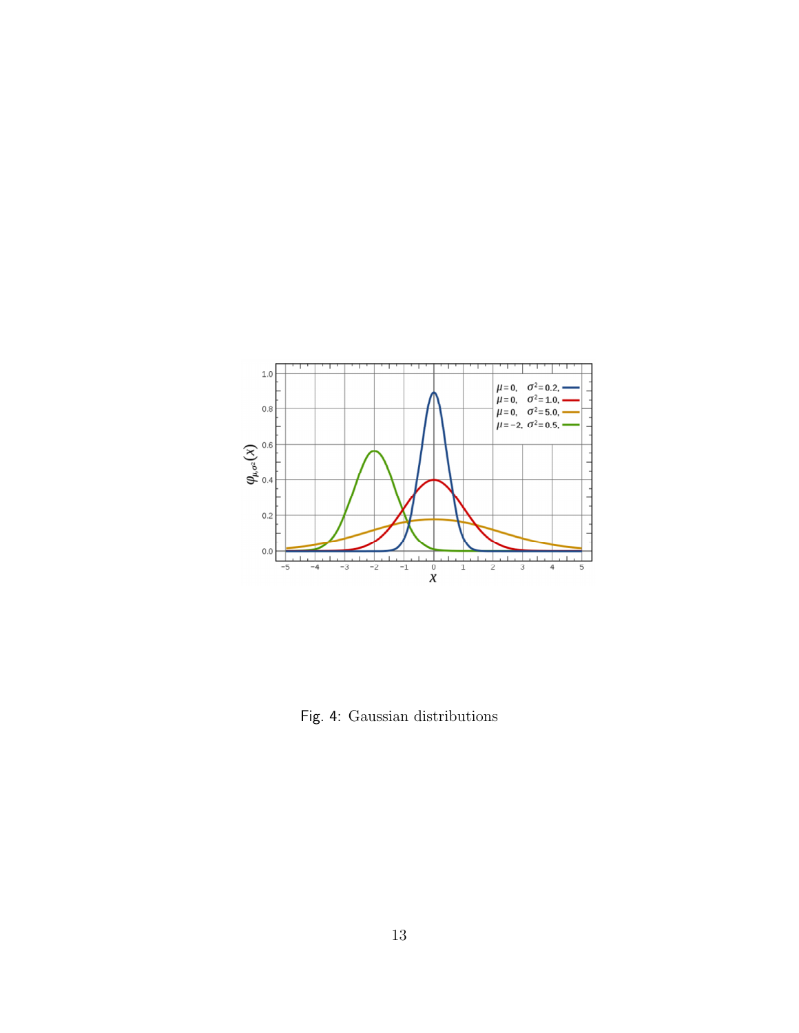Fig. 4: Gaussian distributions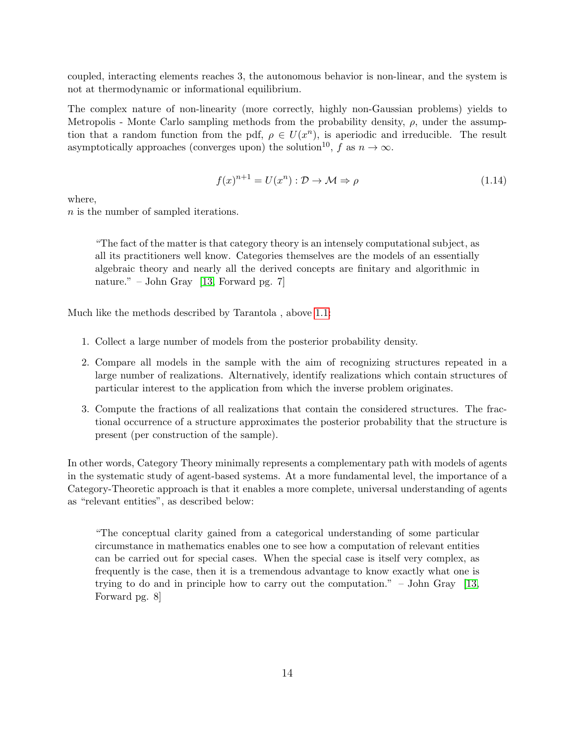coupled, interacting elements reaches 3, the autonomous behavior is non-linear, and the system is not at thermodynamic or informational equilibrium.

The complex nature of non-linearity (more correctly, highly non-Gaussian problems) yields to Metropolis - Monte Carlo sampling methods from the probability density, $\rho$, under the assumption that a random function from the pdf, $\rho \in U(x^n)$, is aperiodic and irreducible. The result asymptotically approaches (converges upon) the solution[10], $f$ as $n \to \infty$.

$$f(x)^{n+1} = U(x^n) : \mathcal{D} \to \mathcal{M} \Rightarrow \rho \tag{1.14}$$

where,
$n$ is the number of sampled iterations.

> "The fact of the matter is that category theory is an intensely computational subject, as all its practitioners well know. Categories themselves are the models of an essentially algebraic theory and nearly all the derived concepts are finitary and algorithmic in nature." – John Gray [13, Forward pg. 7]

Much like the methods described by Tarantola , above 1.1:

1. Collect a large number of models from the posterior probability density.
2. Compare all models in the sample with the aim of recognizing structures repeated in a large number of realizations. Alternatively, identify realizations which contain structures of particular interest to the application from which the inverse problem originates.
3. Compute the fractions of all realizations that contain the considered structures. The fractional occurrence of a structure approximates the posterior probability that the structure is present (per construction of the sample).

In other words, Category Theory minimally represents a complementary path with models of agents in the systematic study of agent-based systems. At a more fundamental level, the importance of a Category-Theoretic approach is that it enables a more complete, universal understanding of agents as "relevant entities", as described below:

> "The conceptual clarity gained from a categorical understanding of some particular circumstance in mathematics enables one to see how a computation of relevant entities can be carried out for special cases. When the special case is itself very complex, as frequently is the case, then it is a tremendous advantage to know exactly what one is trying to do and in principle how to carry out the computation." – John Gray [13, Forward pg. 8]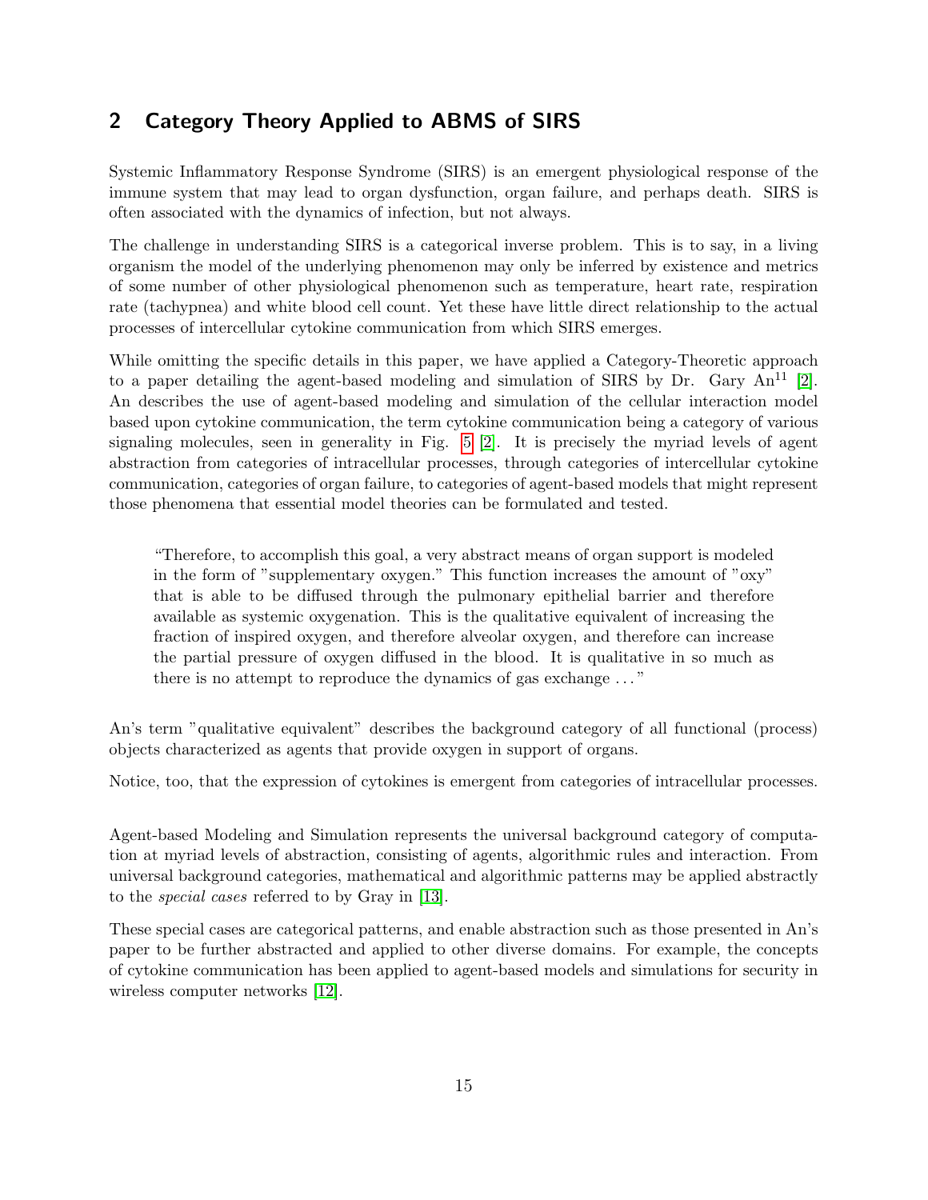## 2 Category Theory Applied to ABMS of SIRS

Systemic Inflammatory Response Syndrome (SIRS) is an emergent physiological response of the immune system that may lead to organ dysfunction, organ failure, and perhaps death. SIRS is often associated with the dynamics of infection, but not always.

The challenge in understanding SIRS is a categorical inverse problem. This is to say, in a living organism the model of the underlying phenomenon may only be inferred by existence and metrics of some number of other physiological phenomenon such as temperature, heart rate, respiration rate (tachypnea) and white blood cell count. Yet these have little direct relationship to the actual processes of intercellular cytokine communication from which SIRS emerges.

While omitting the specific details in this paper, we have applied a Category-Theoretic approach to a paper detailing the agent-based modeling and simulation of SIRS by Dr. Gary An[11] [2]. An describes the use of agent-based modeling and simulation of the cellular interaction model based upon cytokine communication, the term cytokine communication being a category of various signaling molecules, seen in generality in Fig. 5 [2]. It is precisely the myriad levels of agent abstraction from categories of intracellular processes, through categories of intercellular cytokine communication, categories of organ failure, to categories of agent-based models that might represent those phenomena that essential model theories can be formulated and tested.

> "Therefore, to accomplish this goal, a very abstract means of organ support is modeled in the form of "supplementary oxygen." This function increases the amount of "oxy" that is able to be diffused through the pulmonary epithelial barrier and therefore available as systemic oxygenation. This is the qualitative equivalent of increasing the fraction of inspired oxygen, and therefore alveolar oxygen, and therefore can increase the partial pressure of oxygen diffused in the blood. It is qualitative in so much as there is no attempt to reproduce the dynamics of gas exchange ..."

An's term "qualitative equivalent" describes the background category of all functional (process) objects characterized as agents that provide oxygen in support of organs.

Notice, too, that the expression of cytokines is emergent from categories of intracellular processes.

Agent-based Modeling and Simulation represents the universal background category of computation at myriad levels of abstraction, consisting of agents, algorithmic rules and interaction. From universal background categories, mathematical and algorithmic patterns may be applied abstractly to the *special cases* referred to by Gray in [13].

These special cases are categorical patterns, and enable abstraction such as those presented in An's paper to be further abstracted and applied to other diverse domains. For example, the concepts of cytokine communication has been applied to agent-based models and simulations for security in wireless computer networks [12].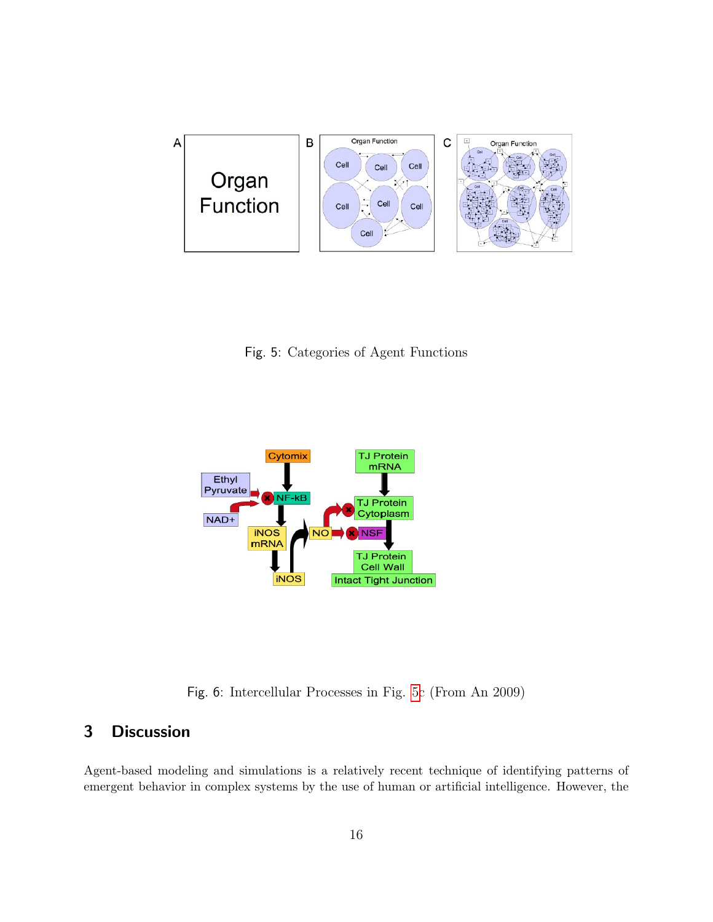Fig. 5: Categories of Agent Functions

Fig. 6: Intercellular Processes in Fig. 5c (From An 2009)

## 3 Discussion

Agent-based modeling and simulations is a relatively recent technique of identifying patterns of emergent behavior in complex systems by the use of human or artificial intelligence. However, the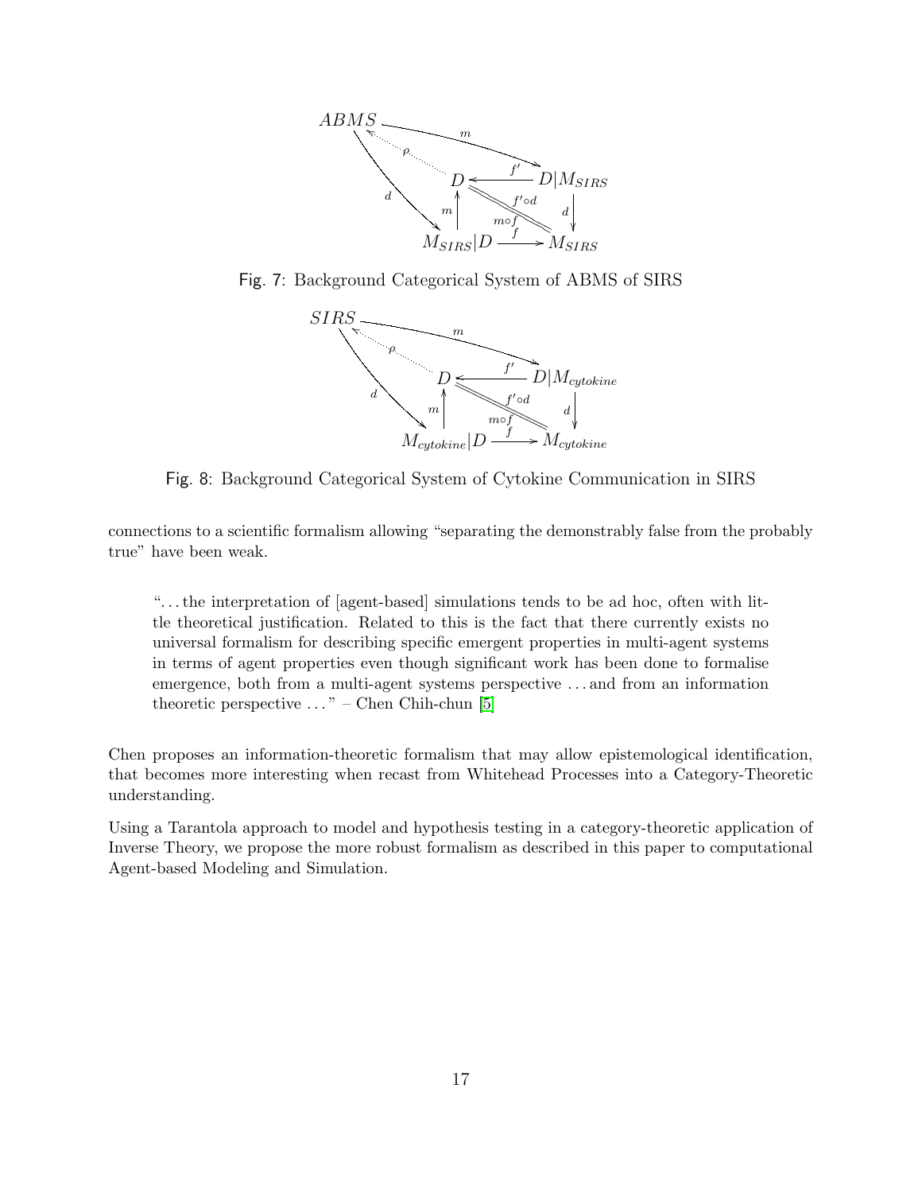Fig. 7: Background Categorical System of ABMS of SIRS

Fig. 8: Background Categorical System of Cytokine Communication in SIRS

connections to a scientific formalism allowing "separating the demonstrably false from the probably true" have been weak.

> "...the interpretation of [agent-based] simulations tends to be ad hoc, often with little theoretical justification. Related to this is the fact that there currently exists no universal formalism for describing specific emergent properties in multi-agent systems in terms of agent properties even though significant work has been done to formalise emergence, both from a multi-agent systems perspective ... and from an information theoretic perspective ..." – Chen Chih-chun [5]

Chen proposes an information-theoretic formalism that may allow epistemological identification, that becomes more interesting when recast from Whitehead Processes into a Category-Theoretic understanding.

Using a Tarantola approach to model and hypothesis testing in a category-theoretic application of Inverse Theory, we propose the more robust formalism as described in this paper to computational Agent-based Modeling and Simulation.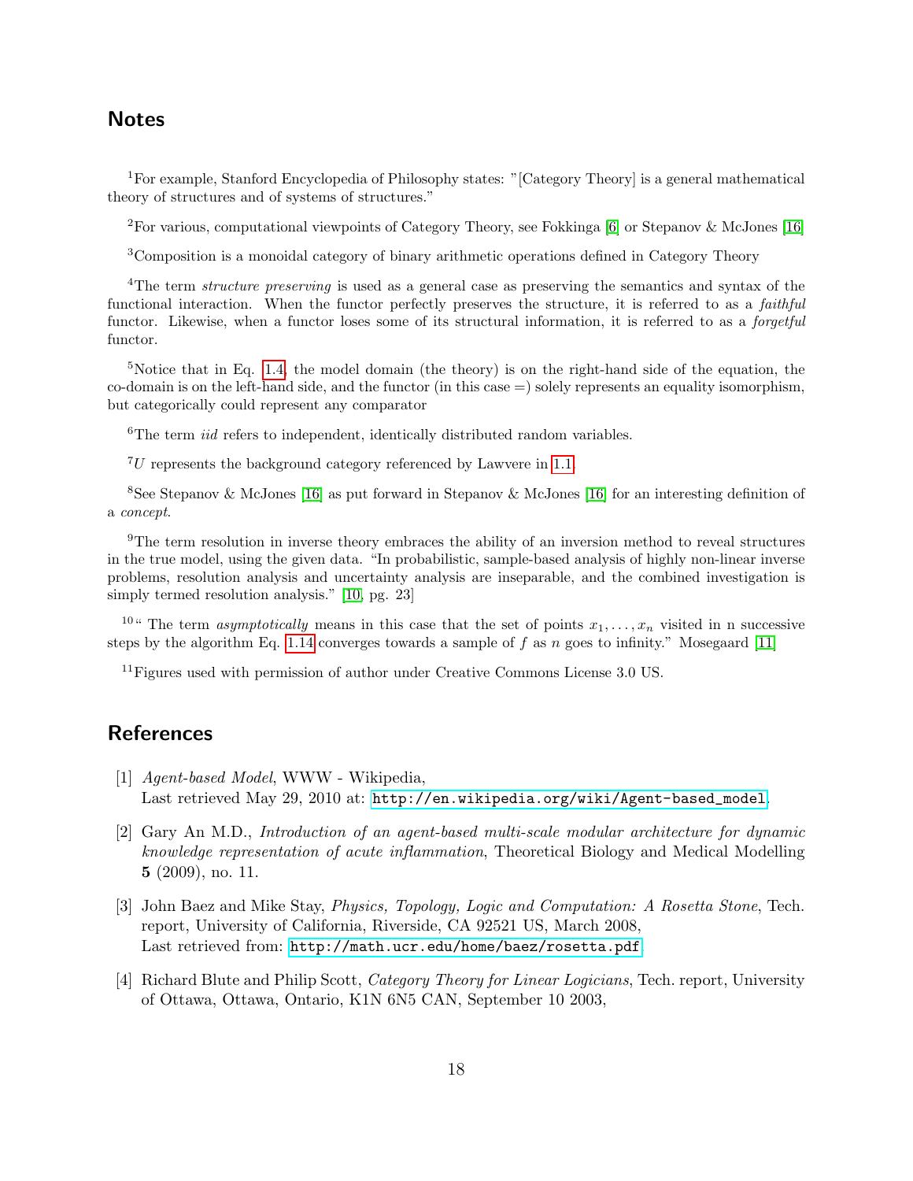## Notes

[1]For example, Stanford Encyclopedia of Philosophy states: "[Category Theory] is a general mathematical theory of structures and of systems of structures."

[2]For various, computational viewpoints of Category Theory, see Fokkinga [6] or Stepanov & McJones [16]

[3]Composition is a monoidal category of binary arithmetic operations defined in Category Theory

[4]The term *structure preserving* is used as a general case as preserving the semantics and syntax of the functional interaction. When the functor perfectly preserves the structure, it is referred to as a *faithful* functor. Likewise, when a functor loses some of its structural information, it is referred to as a *forgetful* functor.

[5]Notice that in Eq. 1.4, the model domain (the theory) is on the right-hand side of the equation, the co-domain is on the left-hand side, and the functor (in this case =) solely represents an equality isomorphism, but categorically could represent any comparator

[6]The term *iid* refers to independent, identically distributed random variables.

[7]$U$ represents the background category referenced by Lawvere in 1.1.

[8]See Stepanov & McJones [16] as put forward in Stepanov & McJones [16] for an interesting definition of a *concept*.

[9]The term resolution in inverse theory embraces the ability of an inversion method to reveal structures in the true model, using the given data. "In probabilistic, sample-based analysis of highly non-linear inverse problems, resolution analysis and uncertainty analysis are inseparable, and the combined investigation is simply termed resolution analysis." [10, pg. 23]

[10]" The term *asymptotically* means in this case that the set of points $x_1, \ldots, x_n$ visited in n successive steps by the algorithm Eq. 1.14 converges towards a sample of $f$ as $n$ goes to infinity." Mosegaard [11]

[11]Figures used with permission of author under Creative Commons License 3.0 US.

## References

[1] *Agent-based Model*, WWW - Wikipedia,
Last retrieved May 29, 2010 at: http://en.wikipedia.org/wiki/Agent-based_model.

[2] Gary An M.D., *Introduction of an agent-based multi-scale modular architecture for dynamic knowledge representation of acute inflammation*, Theoretical Biology and Medical Modelling **5** (2009), no. 11.

[3] John Baez and Mike Stay, *Physics, Topology, Logic and Computation: A Rosetta Stone*, Tech. report, University of California, Riverside, CA 92521 US, March 2008,
Last retrieved from: http://math.ucr.edu/home/baez/rosetta.pdf

[4] Richard Blute and Philip Scott, *Category Theory for Linear Logicians*, Tech. report, University of Ottawa, Ottawa, Ontario, K1N 6N5 CAN, September 10 2003,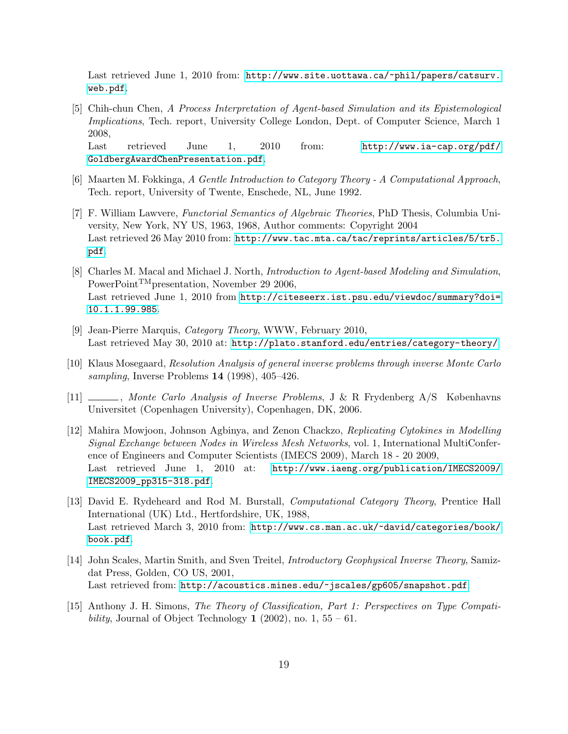Last retrieved June 1, 2010 from: http://www.site.uottawa.ca/~phil/papers/catsurv.web.pdf.

[5] Chih-chun Chen, *A Process Interpretation of Agent-based Simulation and its Epistemological Implications*, Tech. report, University College London, Dept. of Computer Science, March 1 2008,
Last retrieved June 1, 2010 from: http://www.ia-cap.org/pdf/GoldbergAwardChenPresentation.pdf.

[6] Maarten M. Fokkinga, *A Gentle Introduction to Category Theory - A Computational Approach*, Tech. report, University of Twente, Enschede, NL, June 1992.

[7] F. William Lawvere, *Functorial Semantics of Algebraic Theories*, PhD Thesis, Columbia University, New York, NY US, 1963, 1968, Author comments: Copyright 2004
Last retrieved 26 May 2010 from: http://www.tac.mta.ca/tac/reprints/articles/5/tr5.pdf.

[8] Charles M. Macal and Michael J. North, *Introduction to Agent-based Modeling and Simulation*, PowerPoint™presentation, November 29 2006,
Last retrieved June 1, 2010 from http://citeseerx.ist.psu.edu/viewdoc/summary?doi=10.1.1.99.985.

[9] Jean-Pierre Marquis, *Category Theory*, WWW, February 2010,
Last retrieved May 30, 2010 at: http://plato.stanford.edu/entries/category-theory/.

[10] Klaus Mosegaard, *Resolution Analysis of general inverse problems through inverse Monte Carlo sampling*, Inverse Problems **14** (1998), 405–426.

[11] ______, *Monte Carlo Analysis of Inverse Problems*, J & R Frydenberg A/S Københavns Universitet (Copenhagen University), Copenhagen, DK, 2006.

[12] Mahira Mowjoon, Johnson Agbinya, and Zenon Chackzo, *Replicating Cytokines in Modelling Signal Exchange between Nodes in Wireless Mesh Networks*, vol. 1, International MultiConference of Engineers and Computer Scientists (IMECS 2009), March 18 - 20 2009,
Last retrieved June 1, 2010 at: http://www.iaeng.org/publication/IMECS2009/IMECS2009_pp315-318.pdf.

[13] David E. Rydeheard and Rod M. Burstall, *Computational Category Theory*, Prentice Hall International (UK) Ltd., Hertfordshire, UK, 1988,
Last retrieved March 3, 2010 from: http://www.cs.man.ac.uk/~david/categories/book/book.pdf.

[14] John Scales, Martin Smith, and Sven Treitel, *Introductory Geophysical Inverse Theory*, Samizdat Press, Golden, CO US, 2001,
Last retrieved from: http://acoustics.mines.edu/~jscales/gp605/snapshot.pdf.

[15] Anthony J. H. Simons, *The Theory of Classification, Part 1: Perspectives on Type Compatibility*, Journal of Object Technology **1** (2002), no. 1, 55 – 61.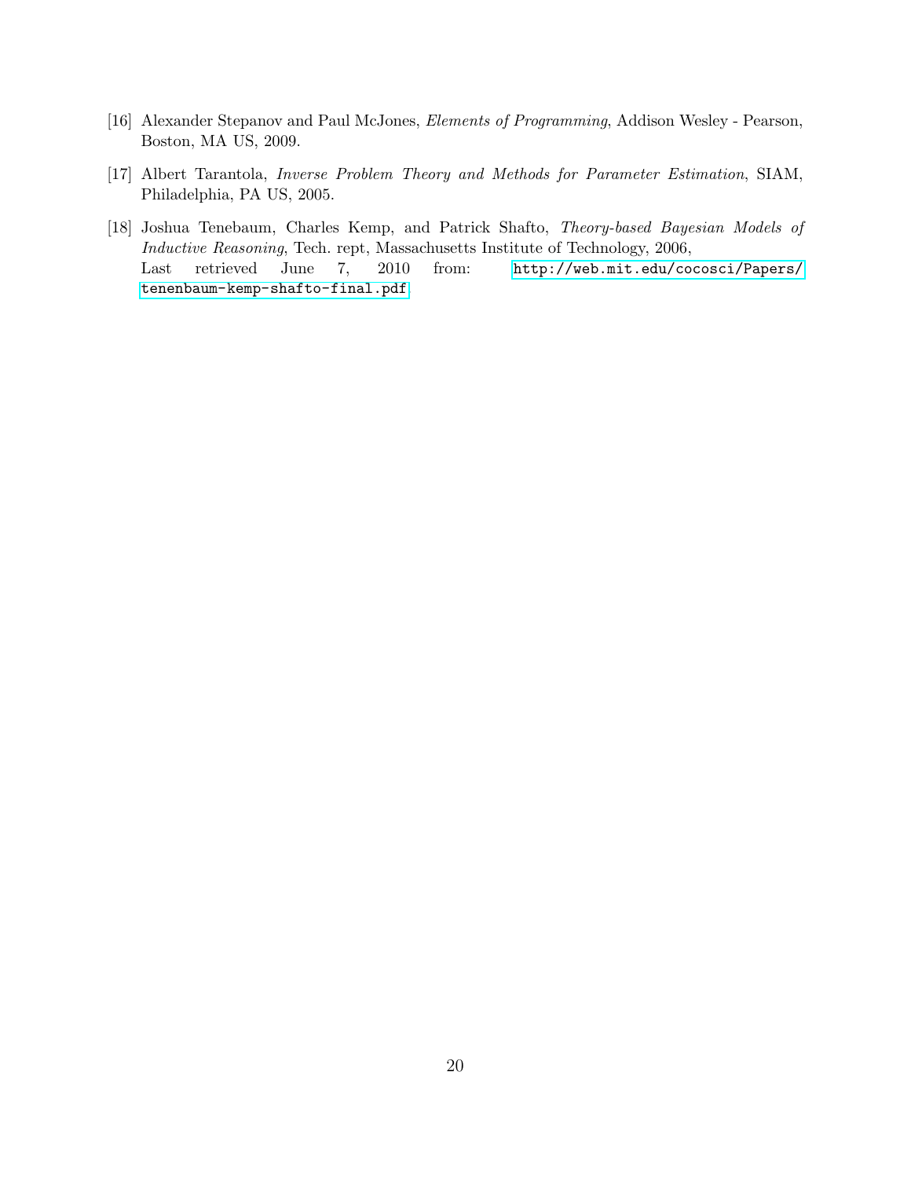[16] Alexander Stepanov and Paul McJones, *Elements of Programming*, Addison Wesley - Pearson, Boston, MA US, 2009.

[17] Albert Tarantola, *Inverse Problem Theory and Methods for Parameter Estimation*, SIAM, Philadelphia, PA US, 2005.

[18] Joshua Tenebaum, Charles Kemp, and Patrick Shafto, *Theory-based Bayesian Models of Inductive Reasoning*, Tech. rept, Massachusetts Institute of Technology, 2006, Last retrieved June 7, 2010 from: http://web.mit.edu/cocosci/Papers/tenenbaum-kemp-shafto-final.pdf.